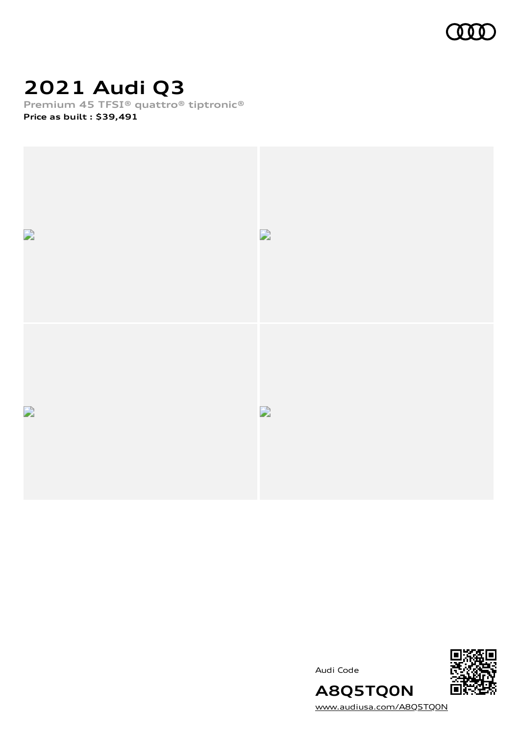# 2021 Audi Q3

**Premium 45 TFSI® quattro® tiptronic®**

**Price as built : $39,491**

Audi Code

**A8Q5TQ0N**

www.audiusa.com/A8Q5TQ0N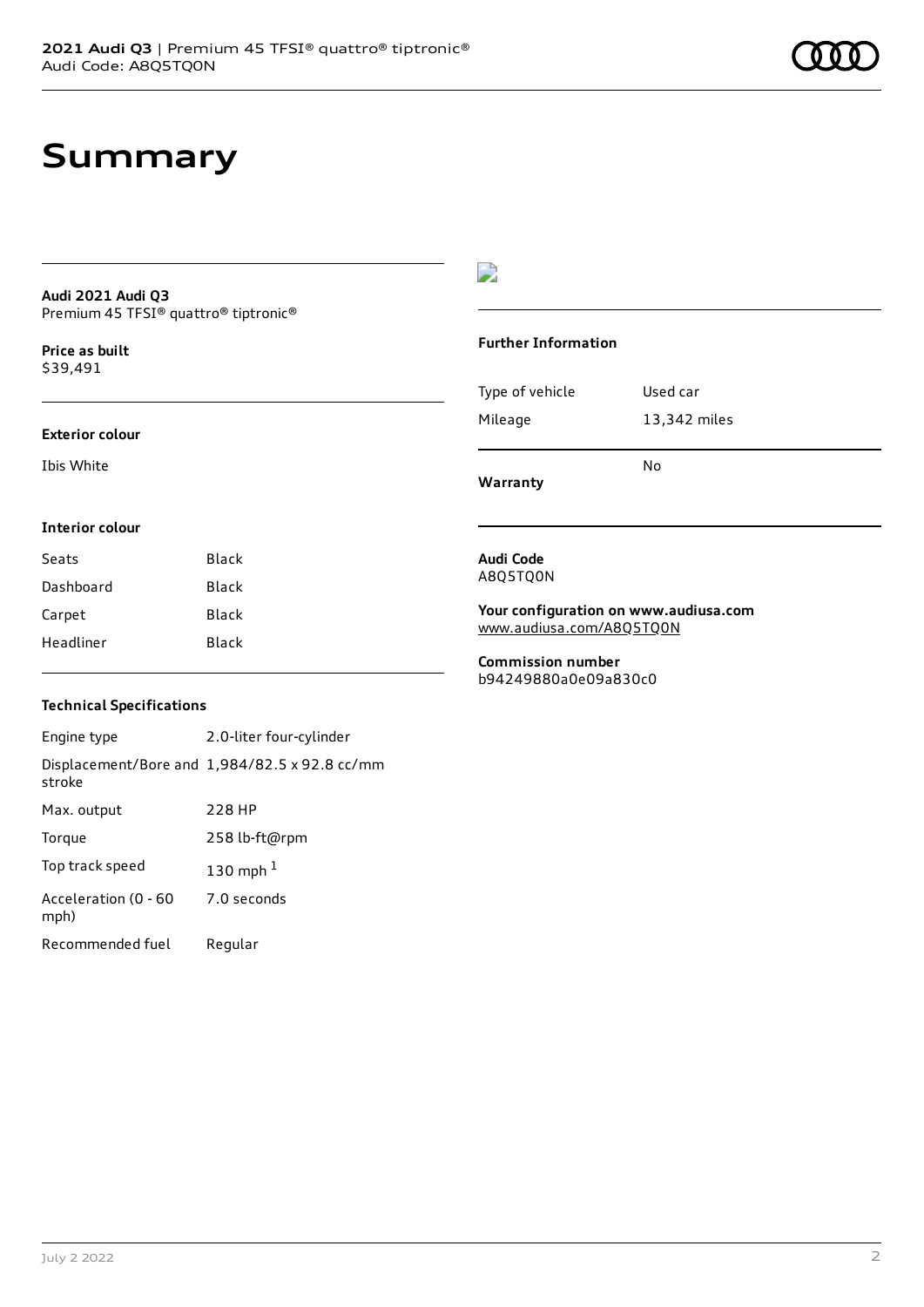# Summary

**Audi 2021 Audi Q3**
Premium 45 TFSI® quattro® tiptronic®

**Price as built**
$39,491

#### Exterior colour

Ibis White

#### Interior colour

| | |
|---|---|
| Seats | Black |
| Dashboard | Black |
| Carpet | Black |
| Headliner | Black |

#### Technical Specifications

| | |
|---|---|
| Engine type | 2.0-liter four-cylinder |
| Displacement/Bore and stroke | 1,984/82.5 x 92.8 cc/mm |
| Max. output | 228 HP |
| Torque | 258 lb-ft@rpm |
| Top track speed | 130 mph [1] |
| Acceleration (0 - 60 mph) | 7.0 seconds |
| Recommended fuel | Regular |

#### Further Information

| | |
|---|---|
| Type of vehicle | Used car |
| Mileage | 13,342 miles |
| **Warranty** | No |

**Audi Code**
A8Q5TQ0N

**Your configuration on www.audiusa.com**
www.audiusa.com/A8Q5TQ0N

**Commission number**
b94249880a0e09a830c0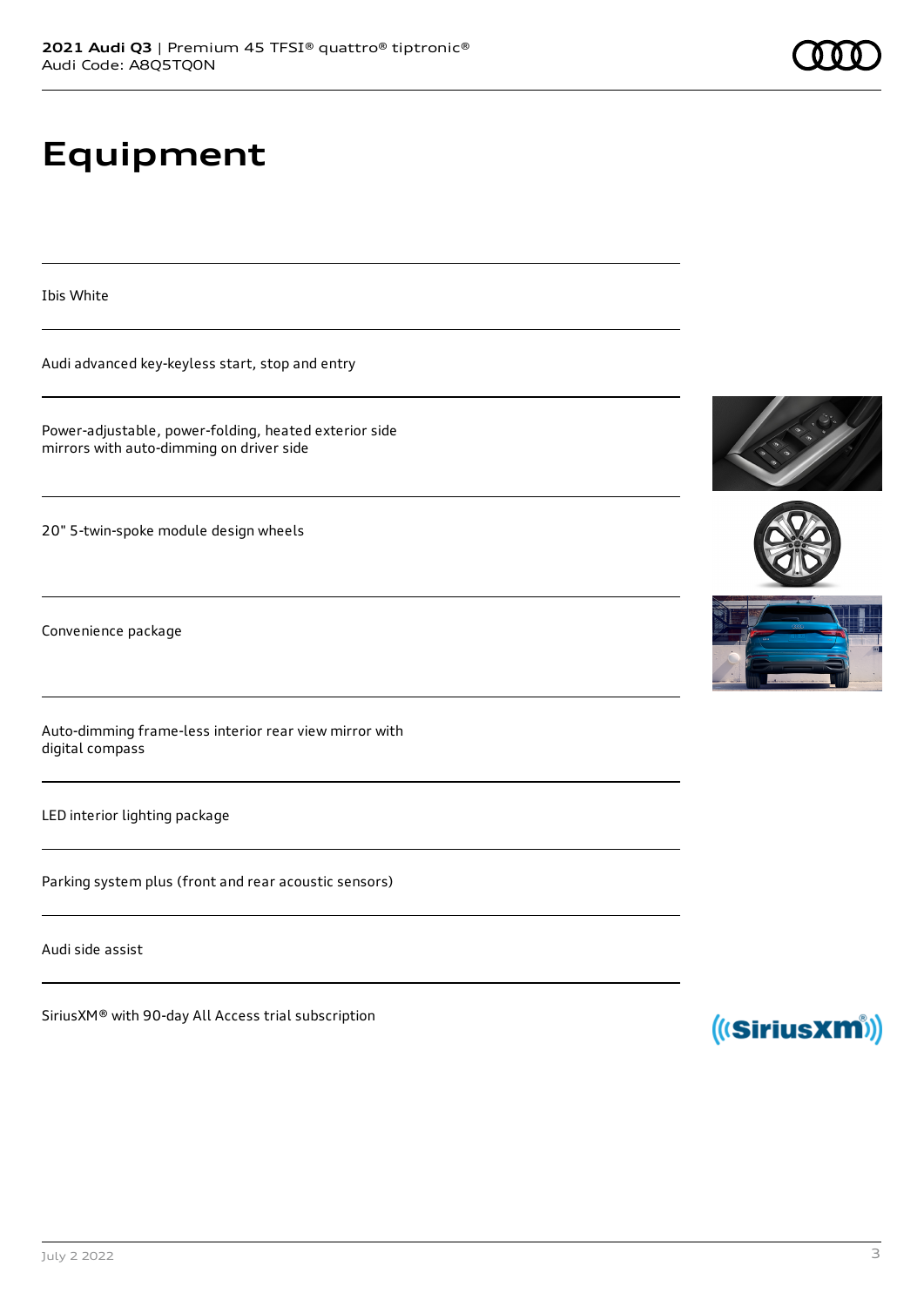# Equipment

Ibis White

Audi advanced key-keyless start, stop and entry

Power-adjustable, power-folding, heated exterior side mirrors with auto-dimming on driver side

20" 5-twin-spoke module design wheels

Convenience package

Auto-dimming frame-less interior rear view mirror with digital compass

LED interior lighting package

Parking system plus (front and rear acoustic sensors)

Audi side assist

SiriusXM® with 90-day All Access trial subscription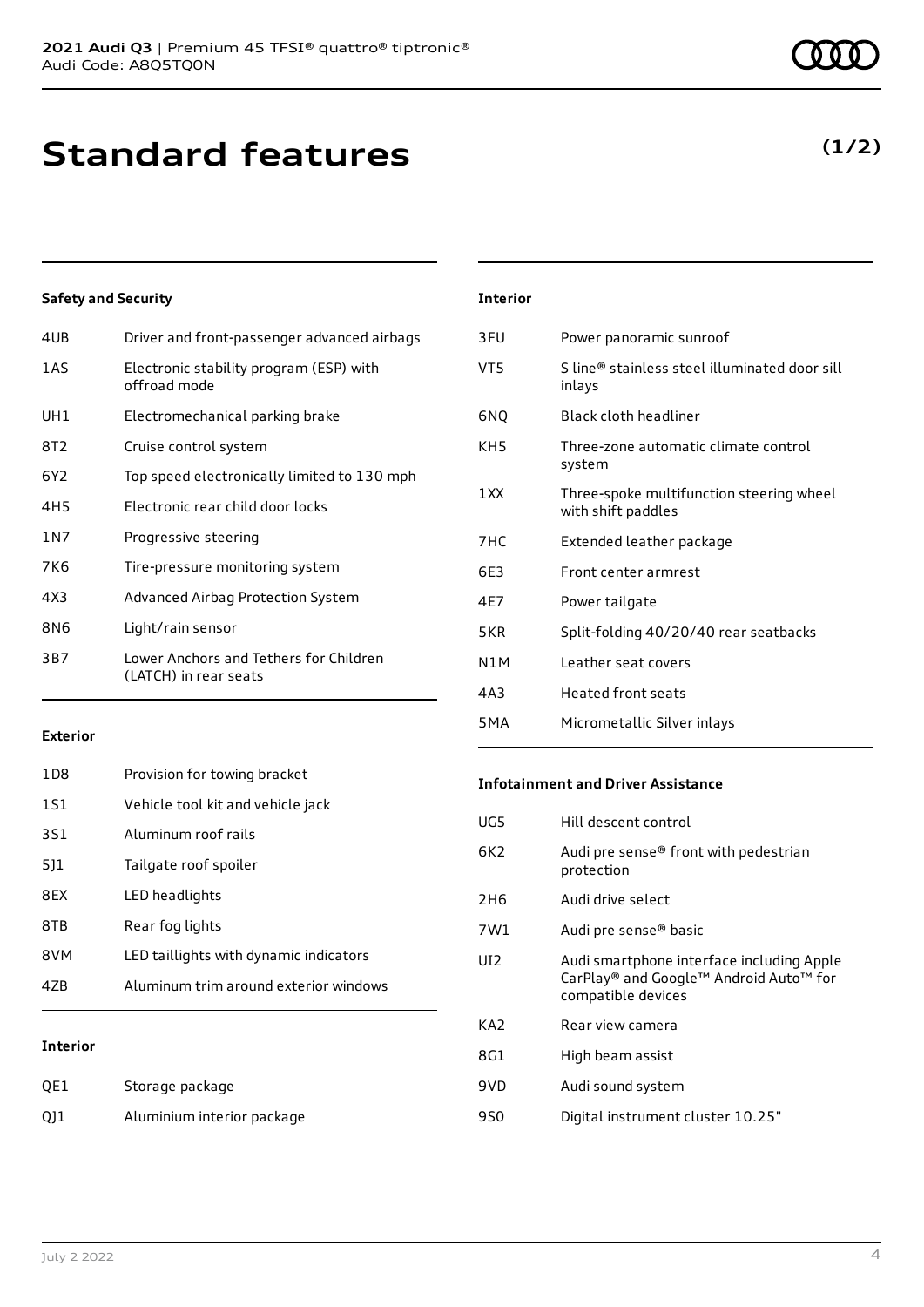# Standard features

**(1/2)**

### Safety and Security

| | |
|---|---|
| 4UB | Driver and front-passenger advanced airbags |
| 1AS | Electronic stability program (ESP) with offroad mode |
| UH1 | Electromechanical parking brake |
| 8T2 | Cruise control system |
| 6Y2 | Top speed electronically limited to 130 mph |
| 4H5 | Electronic rear child door locks |
| 1N7 | Progressive steering |
| 7K6 | Tire-pressure monitoring system |
| 4X3 | Advanced Airbag Protection System |
| 8N6 | Light/rain sensor |
| 3B7 | Lower Anchors and Tethers for Children (LATCH) in rear seats |

### Exterior

| | |
|---|---|
| 1D8 | Provision for towing bracket |
| 1S1 | Vehicle tool kit and vehicle jack |
| 3S1 | Aluminum roof rails |
| 5J1 | Tailgate roof spoiler |
| 8EX | LED headlights |
| 8TB | Rear fog lights |
| 8VM | LED taillights with dynamic indicators |
| 4ZB | Aluminum trim around exterior windows |

### Interior

| | |
|---|---|
| QE1 | Storage package |
| QJ1 | Aluminium interior package |
| 3FU | Power panoramic sunroof |
| VT5 | S line® stainless steel illuminated door sill inlays |
| 6NQ | Black cloth headliner |
| KH5 | Three-zone automatic climate control system |
| 1XX | Three-spoke multifunction steering wheel with shift paddles |
| 7HC | Extended leather package |
| 6E3 | Front center armrest |
| 4E7 | Power tailgate |
| 5KR | Split-folding 40/20/40 rear seatbacks |
| N1M | Leather seat covers |
| 4A3 | Heated front seats |
| 5MA | Micrometallic Silver inlays |

### Infotainment and Driver Assistance

| | |
|---|---|
| UG5 | Hill descent control |
| 6K2 | Audi pre sense® front with pedestrian protection |
| 2H6 | Audi drive select |
| 7W1 | Audi pre sense® basic |
| UI2 | Audi smartphone interface including Apple CarPlay® and Google™ Android Auto™ for compatible devices |
| KA2 | Rear view camera |
| 8G1 | High beam assist |
| 9VD | Audi sound system |
| 9S0 | Digital instrument cluster 10.25" |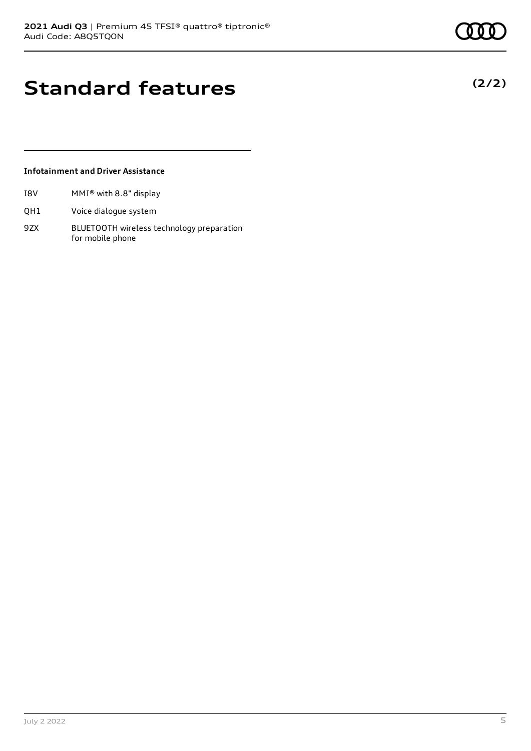# Standard features

**(2/2)**

### Infotainment and Driver Assistance

| | |
|---|---|
| I8V | MMI® with 8.8" display |
| QH1 | Voice dialogue system |
| 9ZX | BLUETOOTH wireless technology preparation for mobile phone |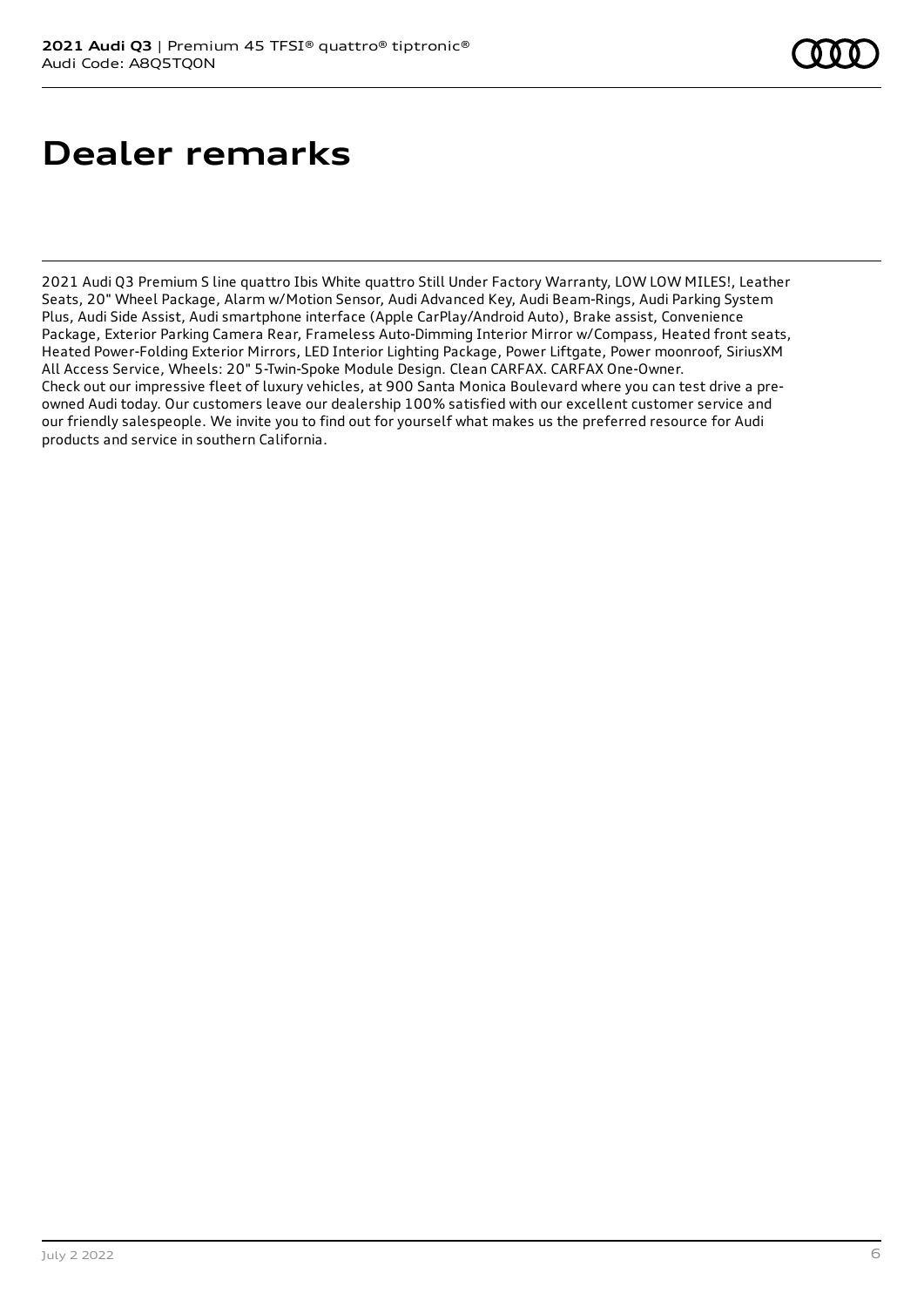# Dealer remarks

2021 Audi Q3 Premium S line quattro Ibis White quattro Still Under Factory Warranty, LOW LOW MILES!, Leather Seats, 20" Wheel Package, Alarm w/Motion Sensor, Audi Advanced Key, Audi Beam-Rings, Audi Parking System Plus, Audi Side Assist, Audi smartphone interface (Apple CarPlay/Android Auto), Brake assist, Convenience Package, Exterior Parking Camera Rear, Frameless Auto-Dimming Interior Mirror w/Compass, Heated front seats, Heated Power-Folding Exterior Mirrors, LED Interior Lighting Package, Power Liftgate, Power moonroof, SiriusXM All Access Service, Wheels: 20" 5-Twin-Spoke Module Design. Clean CARFAX. CARFAX One-Owner.
Check out our impressive fleet of luxury vehicles, at 900 Santa Monica Boulevard where you can test drive a pre-owned Audi today. Our customers leave our dealership 100% satisfied with our excellent customer service and our friendly salespeople. We invite you to find out for yourself what makes us the preferred resource for Audi products and service in southern California.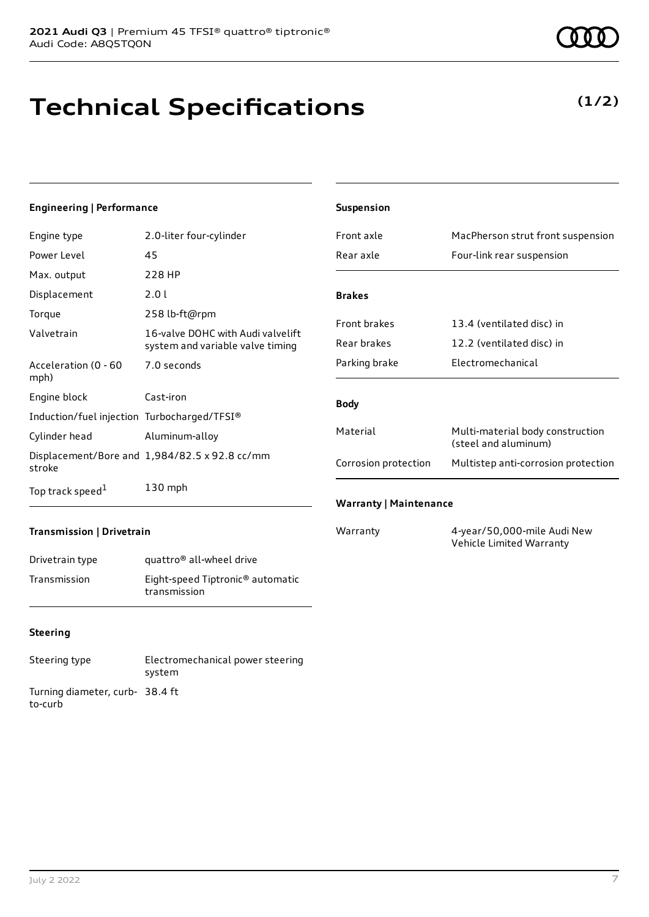# Technical Specifications

**(1/2)**

### Engineering | Performance

| | |
|---|---|
| Engine type | 2.0-liter four-cylinder |
| Power Level | 45 |
| Max. output | 228 HP |
| Displacement | 2.0 l |
| Torque | 258 lb-ft@rpm |
| Valvetrain | 16-valve DOHC with Audi valvelift system and variable valve timing |
| Acceleration (0 - 60 mph) | 7.0 seconds |
| Engine block | Cast-iron |
| Induction/fuel injection | Turbocharged/TFSI® |
| Cylinder head | Aluminum-alloy |
| Displacement/Bore and stroke | 1,984/82.5 x 92.8 cc/mm |
| Top track speed[1] | 130 mph |

### Transmission | Drivetrain

| | |
|---|---|
| Drivetrain type | quattro® all-wheel drive |
| Transmission | Eight-speed Tiptronic® automatic transmission |

### Steering

| | |
|---|---|
| Steering type | Electromechanical power steering system |
| Turning diameter, curb-to-curb | 38.4 ft |

### Suspension

| | |
|---|---|
| Front axle | MacPherson strut front suspension |
| Rear axle | Four-link rear suspension |

### Brakes

| | |
|---|---|
| Front brakes | 13.4 (ventilated disc) in |
| Rear brakes | 12.2 (ventilated disc) in |
| Parking brake | Electromechanical |

### Body

| | |
|---|---|
| Material | Multi-material body construction (steel and aluminum) |
| Corrosion protection | Multistep anti-corrosion protection |

### Warranty | Maintenance

| | |
|---|---|
| Warranty | 4-year/50,000-mile Audi New Vehicle Limited Warranty |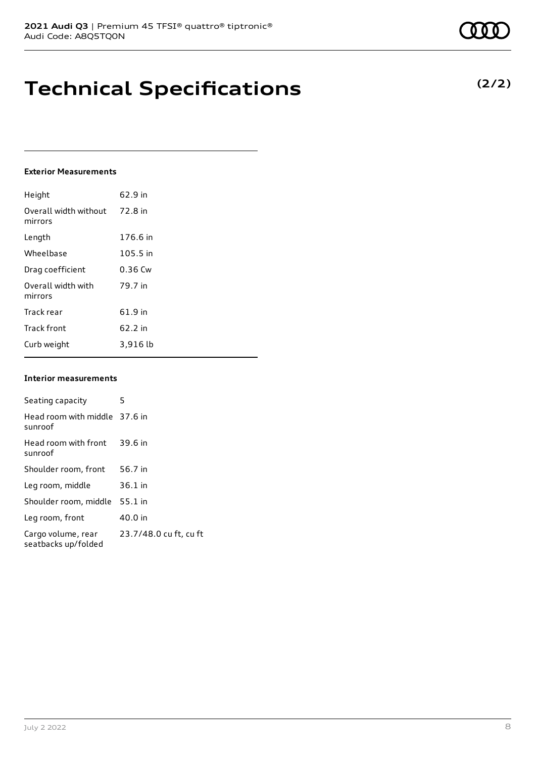# Technical Specifications

**(2/2)**

### Exterior Measurements

| | |
|---|---|
| Height | 62.9 in |
| Overall width without mirrors | 72.8 in |
| Length | 176.6 in |
| Wheelbase | 105.5 in |
| Drag coefficient | 0.36 Cw |
| Overall width with mirrors | 79.7 in |
| Track rear | 61.9 in |
| Track front | 62.2 in |
| Curb weight | 3,916 lb |

### Interior measurements

| | |
|---|---|
| Seating capacity | 5 |
| Head room with middle sunroof | 37.6 in |
| Head room with front sunroof | 39.6 in |
| Shoulder room, front | 56.7 in |
| Leg room, middle | 36.1 in |
| Shoulder room, middle | 55.1 in |
| Leg room, front | 40.0 in |
| Cargo volume, rear seatbacks up/folded | 23.7/48.0 cu ft, cu ft |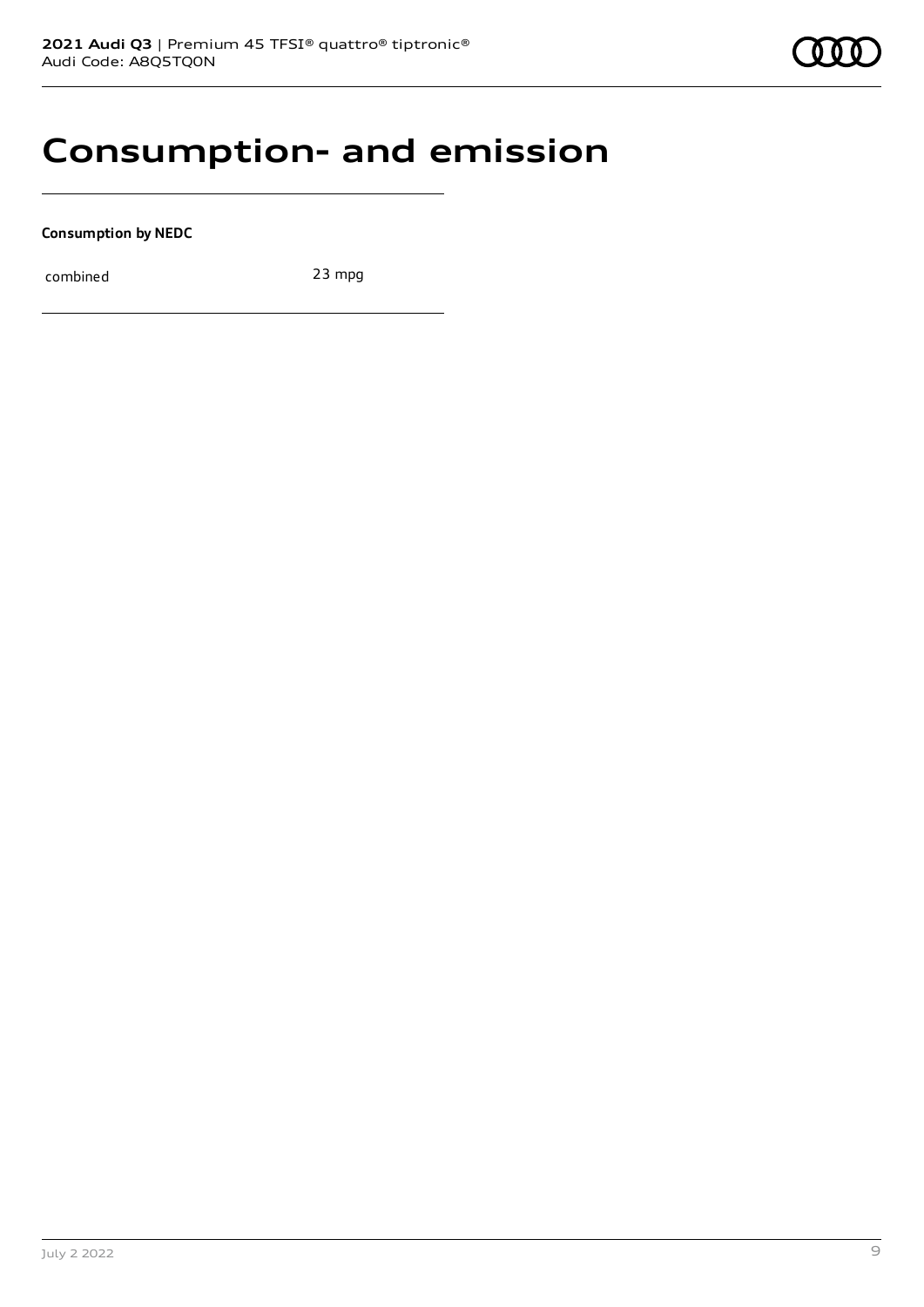# Consumption- and emission

**Consumption by NEDC**

| | |
|---|---|
| combined | 23 mpg |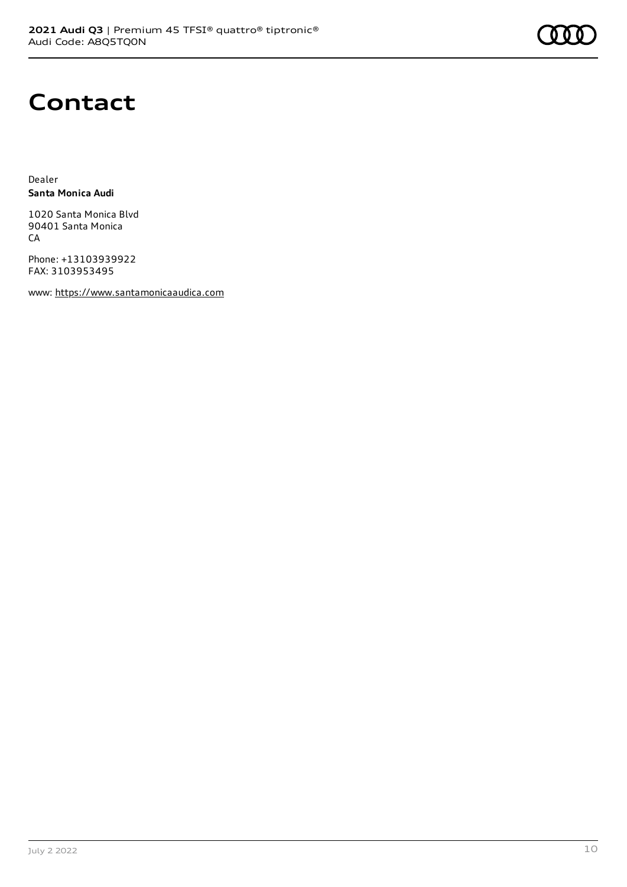# Contact

Dealer
**Santa Monica Audi**

1020 Santa Monica Blvd
90401 Santa Monica
CA

Phone: +13103939922
FAX: 3103953495

www: https://www.santamonicaaudica.com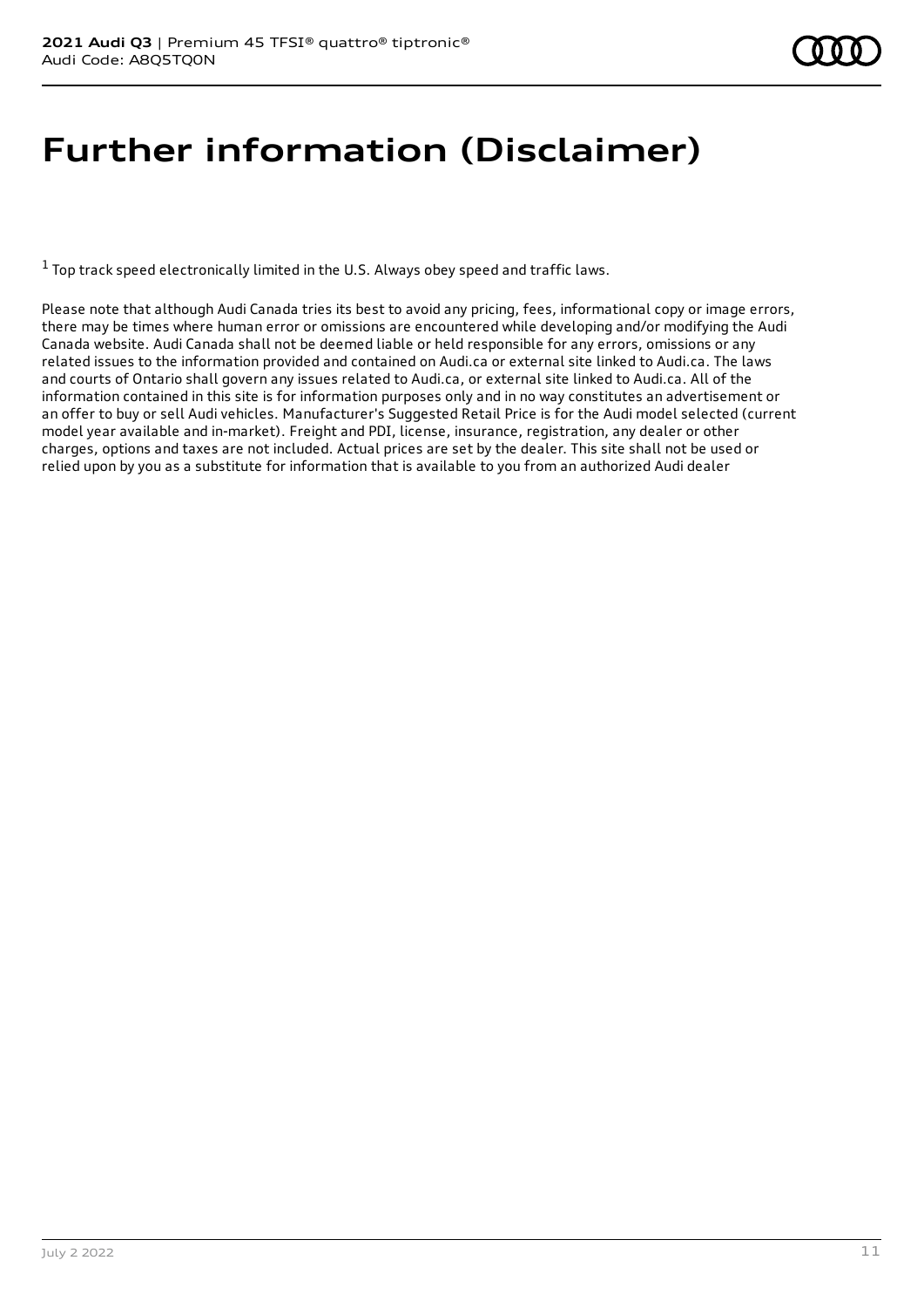# Further information (Disclaimer)

[1] Top track speed electronically limited in the U.S. Always obey speed and traffic laws.

Please note that although Audi Canada tries its best to avoid any pricing, fees, informational copy or image errors, there may be times where human error or omissions are encountered while developing and/or modifying the Audi Canada website. Audi Canada shall not be deemed liable or held responsible for any errors, omissions or any related issues to the information provided and contained on Audi.ca or external site linked to Audi.ca. The laws and courts of Ontario shall govern any issues related to Audi.ca, or external site linked to Audi.ca. All of the information contained in this site is for information purposes only and in no way constitutes an advertisement or an offer to buy or sell Audi vehicles. Manufacturer's Suggested Retail Price is for the Audi model selected (current model year available and in-market). Freight and PDI, license, insurance, registration, any dealer or other charges, options and taxes are not included. Actual prices are set by the dealer. This site shall not be used or relied upon by you as a substitute for information that is available to you from an authorized Audi dealer